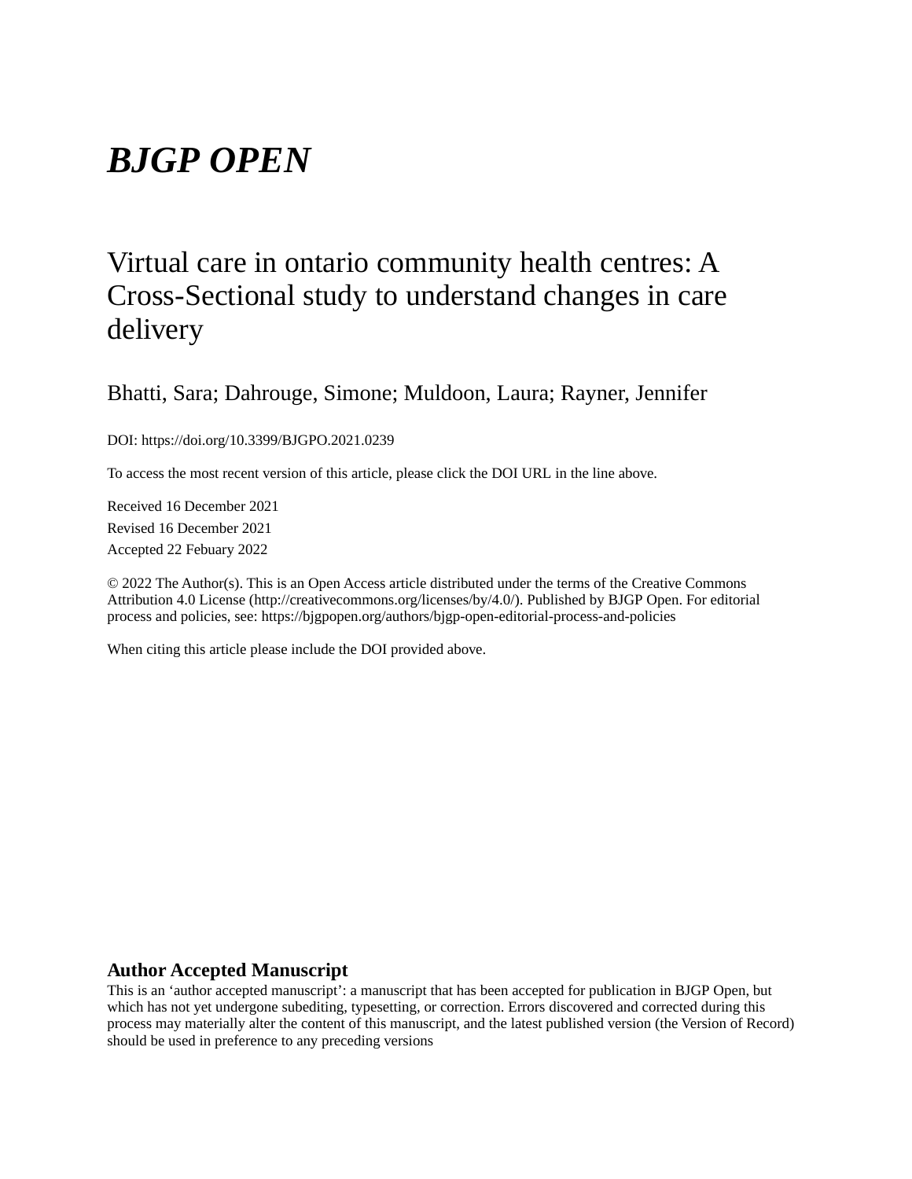# *BJGP OPEN*

## Virtual care in ontario community health centres: A Cross-Sectional study to understand changes in care delivery

Bhatti, Sara; Dahrouge, Simone; Muldoon, Laura; Rayner, Jennifer

DOI: https://doi.org/10.3399/BJGPO.2021.0239

To access the most recent version of this article, please click the DOI URL in the line above.

Received 16 December 2021

Revised 16 December 2021

Accepted 22 Febuary 2022

© 2022 The Author(s). This is an Open Access article distributed under the terms of the Creative Commons Attribution 4.0 License (http://creativecommons.org/licenses/by/4.0/). Published by BJGP Open. For editorial process and policies, see: https://bjgpopen.org/authors/bjgp-open-editorial-process-and-policies

When citing this article please include the DOI provided above.

**Author Accepted Manuscript**

This is an 'author accepted manuscript': a manuscript that has been accepted for publication in BJGP Open, but which has not yet undergone subediting, typesetting, or correction. Errors discovered and corrected during this process may materially alter the content of this manuscript, and the latest published version (the Version of Record) should be used in preference to any preceding versions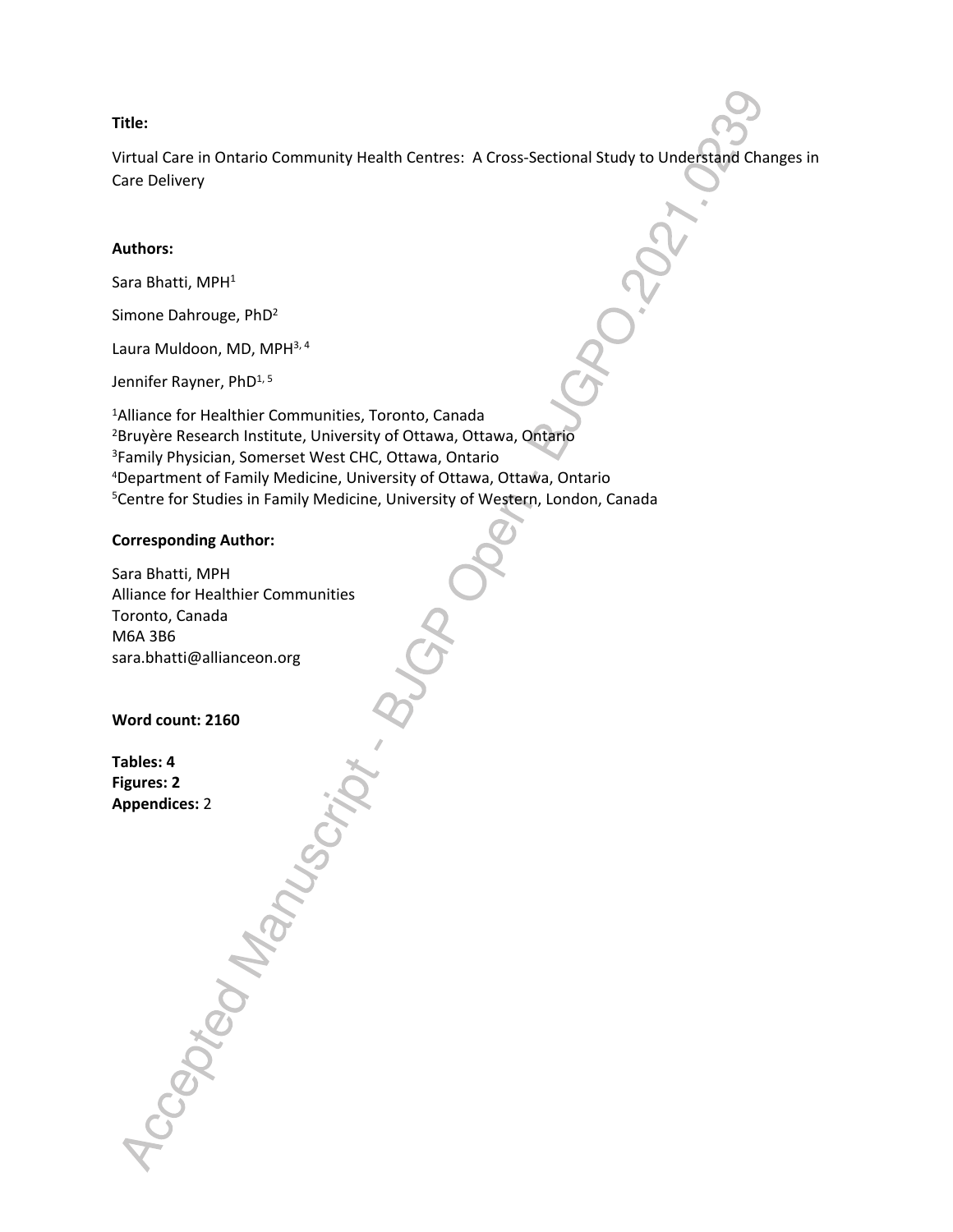**Title:**

Virtual Care in Ontario Community Health Centres: A Cross-Sectional Study to Understand Changes in Care Delivery

**Authors:**

Sara Bhatti, MPH[1]

Simone Dahrouge, PhD[2]

Laura Muldoon, MD, MPH[3, 4]

Jennifer Rayner, PhD[1, 5]

[1]Alliance for Healthier Communities, Toronto, Canada
[2]Bruyère Research Institute, University of Ottawa, Ottawa, Ontario
[3]Family Physician, Somerset West CHC, Ottawa, Ontario
[4]Department of Family Medicine, University of Ottawa, Ottawa, Ontario
[5]Centre for Studies in Family Medicine, University of Western, London, Canada

**Corresponding Author:**

Sara Bhatti, MPH
Alliance for Healthier Communities
Toronto, Canada
M6A 3B6
sara.bhatti@allianceon.org

**Word count: 2160**

**Tables: 4**
**Figures: 2**
**Appendices:** 2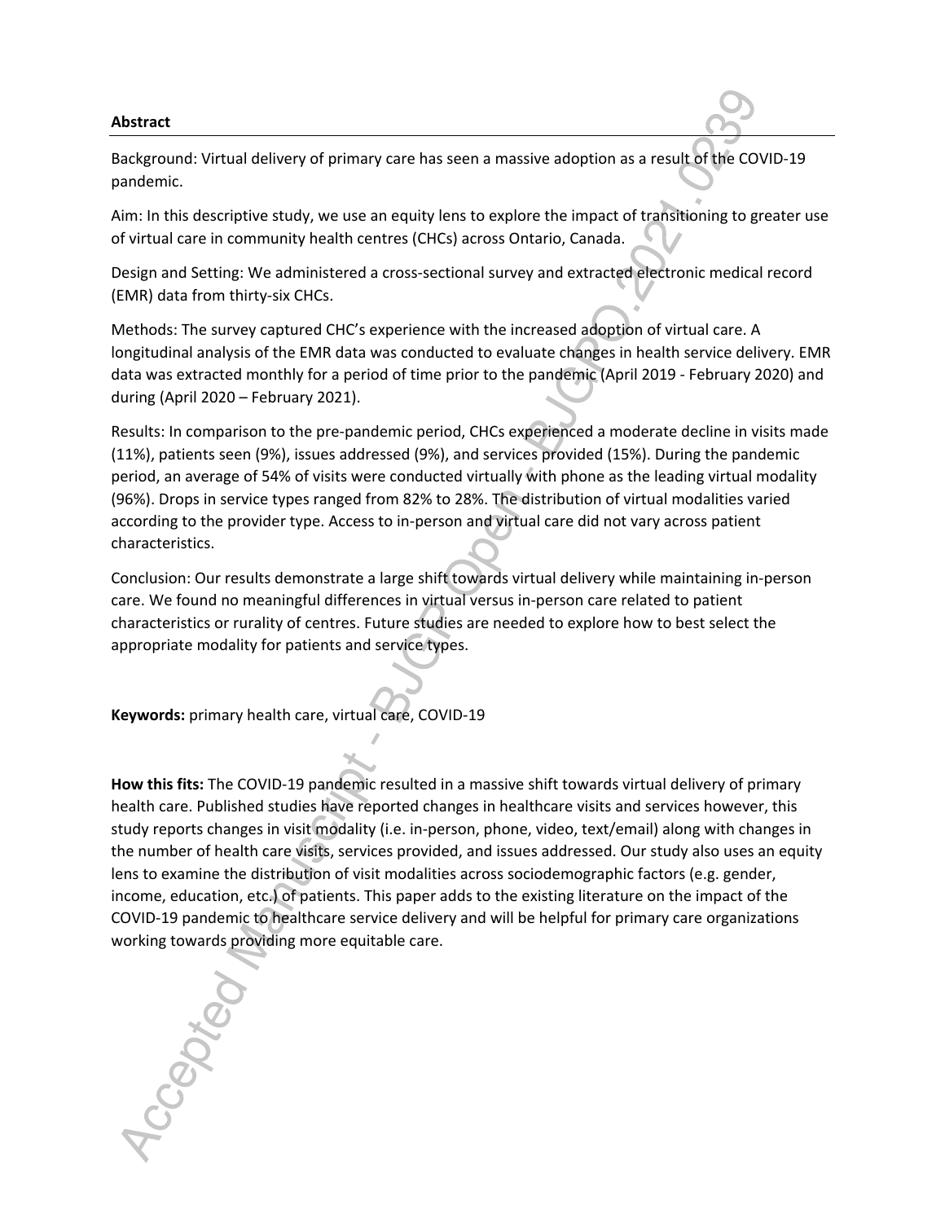**Abstract**

Background: Virtual delivery of primary care has seen a massive adoption as a result of the COVID-19 pandemic.

Aim: In this descriptive study, we use an equity lens to explore the impact of transitioning to greater use of virtual care in community health centres (CHCs) across Ontario, Canada.

Design and Setting: We administered a cross-sectional survey and extracted electronic medical record (EMR) data from thirty-six CHCs.

Methods: The survey captured CHC's experience with the increased adoption of virtual care. A longitudinal analysis of the EMR data was conducted to evaluate changes in health service delivery. EMR data was extracted monthly for a period of time prior to the pandemic (April 2019 - February 2020) and during (April 2020 – February 2021).

Results: In comparison to the pre-pandemic period, CHCs experienced a moderate decline in visits made (11%), patients seen (9%), issues addressed (9%), and services provided (15%). During the pandemic period, an average of 54% of visits were conducted virtually with phone as the leading virtual modality (96%). Drops in service types ranged from 82% to 28%. The distribution of virtual modalities varied according to the provider type. Access to in-person and virtual care did not vary across patient characteristics.

Conclusion: Our results demonstrate a large shift towards virtual delivery while maintaining in-person care. We found no meaningful differences in virtual versus in-person care related to patient characteristics or rurality of centres. Future studies are needed to explore how to best select the appropriate modality for patients and service types.

**Keywords:** primary health care, virtual care, COVID-19

**How this fits:** The COVID-19 pandemic resulted in a massive shift towards virtual delivery of primary health care. Published studies have reported changes in healthcare visits and services however, this study reports changes in visit modality (i.e. in-person, phone, video, text/email) along with changes in the number of health care visits, services provided, and issues addressed. Our study also uses an equity lens to examine the distribution of visit modalities across sociodemographic factors (e.g. gender, income, education, etc.) of patients. This paper adds to the existing literature on the impact of the COVID-19 pandemic to healthcare service delivery and will be helpful for primary care organizations working towards providing more equitable care.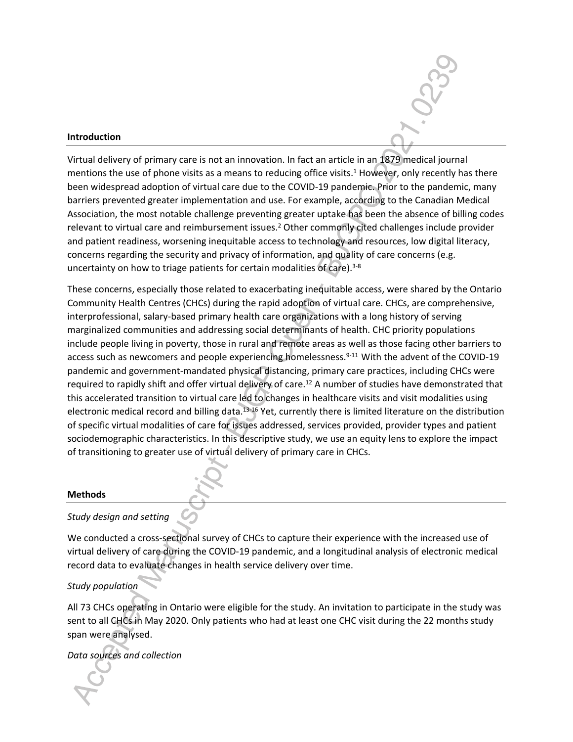## Introduction

Virtual delivery of primary care is not an innovation. In fact an article in an 1879 medical journal mentions the use of phone visits as a means to reducing office visits.[1] However, only recently has there been widespread adoption of virtual care due to the COVID-19 pandemic. Prior to the pandemic, many barriers prevented greater implementation and use. For example, according to the Canadian Medical Association, the most notable challenge preventing greater uptake has been the absence of billing codes relevant to virtual care and reimbursement issues.[2] Other commonly cited challenges include provider and patient readiness, worsening inequitable access to technology and resources, low digital literacy, concerns regarding the security and privacy of information, and quality of care concerns (e.g. uncertainty on how to triage patients for certain modalities of care).[3-8]

These concerns, especially those related to exacerbating inequitable access, were shared by the Ontario Community Health Centres (CHCs) during the rapid adoption of virtual care. CHCs, are comprehensive, interprofessional, salary-based primary health care organizations with a long history of serving marginalized communities and addressing social determinants of health. CHC priority populations include people living in poverty, those in rural and remote areas as well as those facing other barriers to access such as newcomers and people experiencing homelessness.[9-11] With the advent of the COVID-19 pandemic and government-mandated physical distancing, primary care practices, including CHCs were required to rapidly shift and offer virtual delivery of care.[12] A number of studies have demonstrated that this accelerated transition to virtual care led to changes in healthcare visits and visit modalities using electronic medical record and billing data.[13-16] Yet, currently there is limited literature on the distribution of specific virtual modalities of care for issues addressed, services provided, provider types and patient sociodemographic characteristics. In this descriptive study, we use an equity lens to explore the impact of transitioning to greater use of virtual delivery of primary care in CHCs.

## Methods

*Study design and setting*

We conducted a cross-sectional survey of CHCs to capture their experience with the increased use of virtual delivery of care during the COVID-19 pandemic, and a longitudinal analysis of electronic medical record data to evaluate changes in health service delivery over time.

*Study population*

All 73 CHCs operating in Ontario were eligible for the study. An invitation to participate in the study was sent to all CHCs in May 2020. Only patients who had at least one CHC visit during the 22 months study span were analysed.

*Data sources and collection*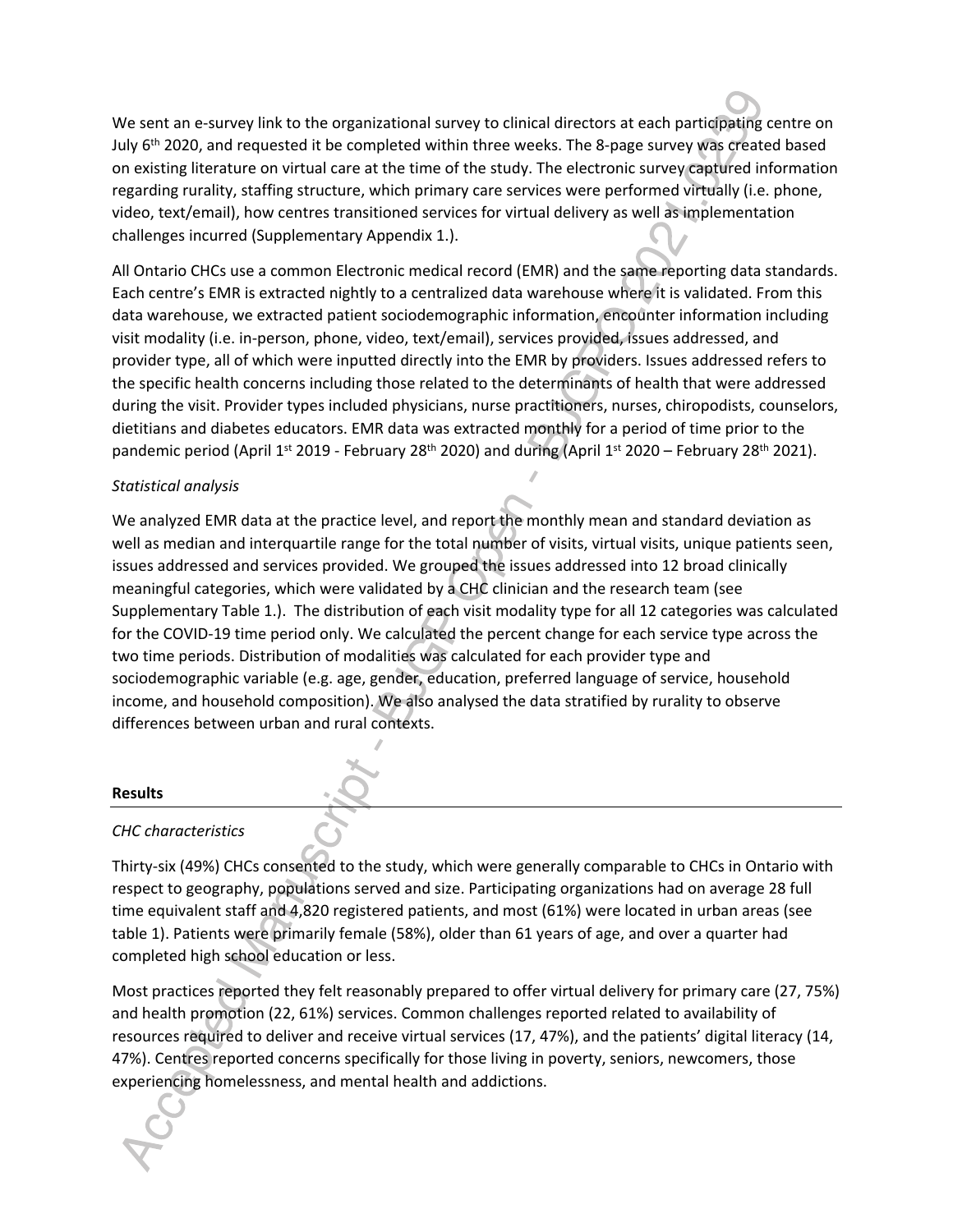We sent an e-survey link to the organizational survey to clinical directors at each participating centre on July 6th 2020, and requested it be completed within three weeks. The 8-page survey was created based on existing literature on virtual care at the time of the study. The electronic survey captured information regarding rurality, staffing structure, which primary care services were performed virtually (i.e. phone, video, text/email), how centres transitioned services for virtual delivery as well as implementation challenges incurred (Supplementary Appendix 1.).

All Ontario CHCs use a common Electronic medical record (EMR) and the same reporting data standards. Each centre's EMR is extracted nightly to a centralized data warehouse where it is validated. From this data warehouse, we extracted patient sociodemographic information, encounter information including visit modality (i.e. in-person, phone, video, text/email), services provided, issues addressed, and provider type, all of which were inputted directly into the EMR by providers. Issues addressed refers to the specific health concerns including those related to the determinants of health that were addressed during the visit. Provider types included physicians, nurse practitioners, nurses, chiropodists, counselors, dietitians and diabetes educators. EMR data was extracted monthly for a period of time prior to the pandemic period (April 1st 2019 - February 28th 2020) and during (April 1st 2020 – February 28th 2021).

*Statistical analysis*

We analyzed EMR data at the practice level, and report the monthly mean and standard deviation as well as median and interquartile range for the total number of visits, virtual visits, unique patients seen, issues addressed and services provided. We grouped the issues addressed into 12 broad clinically meaningful categories, which were validated by a CHC clinician and the research team (see Supplementary Table 1.). The distribution of each visit modality type for all 12 categories was calculated for the COVID-19 time period only. We calculated the percent change for each service type across the two time periods. Distribution of modalities was calculated for each provider type and sociodemographic variable (e.g. age, gender, education, preferred language of service, household income, and household composition). We also analysed the data stratified by rurality to observe differences between urban and rural contexts.

## Results

*CHC characteristics*

Thirty-six (49%) CHCs consented to the study, which were generally comparable to CHCs in Ontario with respect to geography, populations served and size. Participating organizations had on average 28 full time equivalent staff and 4,820 registered patients, and most (61%) were located in urban areas (see table 1). Patients were primarily female (58%), older than 61 years of age, and over a quarter had completed high school education or less.

Most practices reported they felt reasonably prepared to offer virtual delivery for primary care (27, 75%) and health promotion (22, 61%) services. Common challenges reported related to availability of resources required to deliver and receive virtual services (17, 47%), and the patients' digital literacy (14, 47%). Centres reported concerns specifically for those living in poverty, seniors, newcomers, those experiencing homelessness, and mental health and addictions.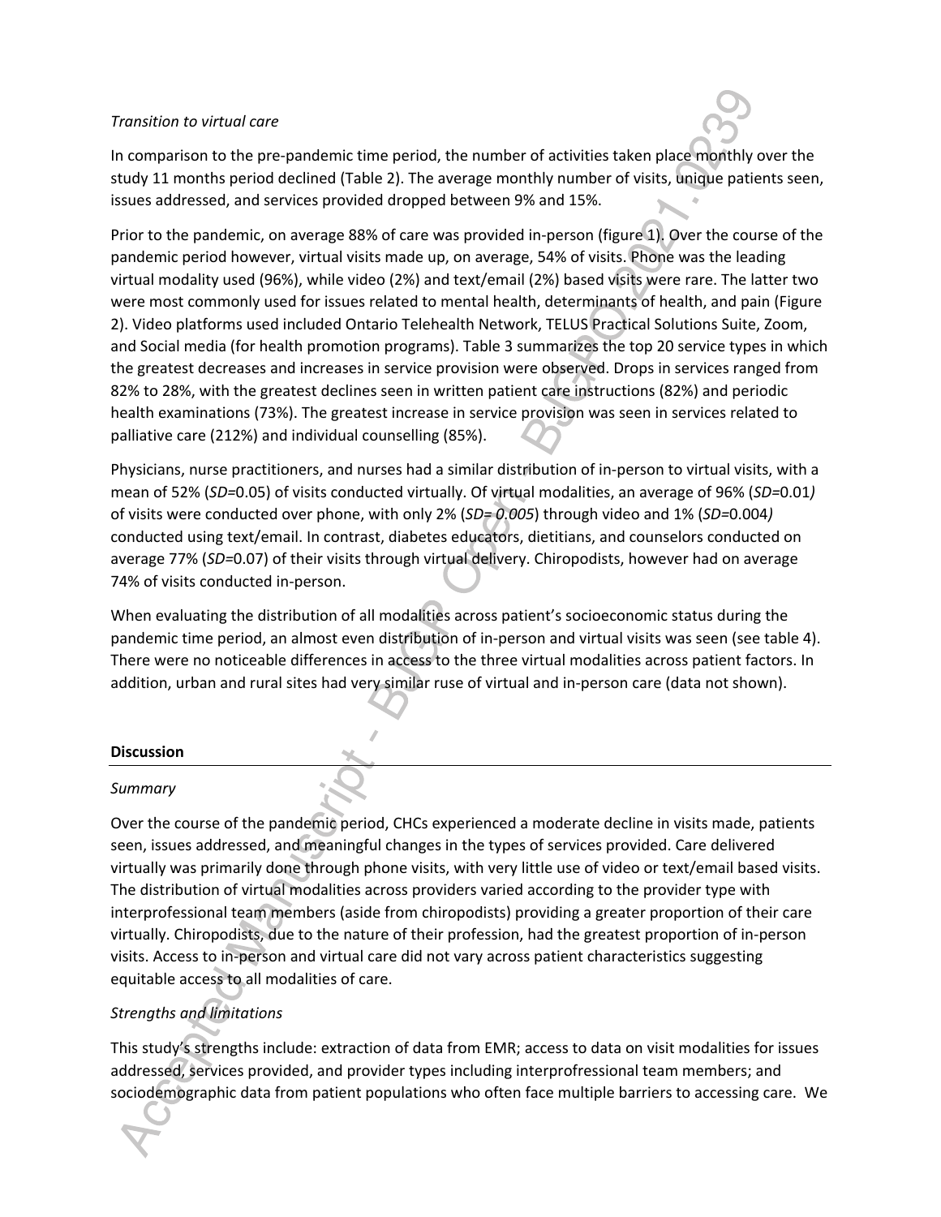*Transition to virtual care*

In comparison to the pre-pandemic time period, the number of activities taken place monthly over the study 11 months period declined (Table 2). The average monthly number of visits, unique patients seen, issues addressed, and services provided dropped between 9% and 15%.

Prior to the pandemic, on average 88% of care was provided in-person (figure 1). Over the course of the pandemic period however, virtual visits made up, on average, 54% of visits. Phone was the leading virtual modality used (96%), while video (2%) and text/email (2%) based visits were rare. The latter two were most commonly used for issues related to mental health, determinants of health, and pain (Figure 2). Video platforms used included Ontario Telehealth Network, TELUS Practical Solutions Suite, Zoom, and Social media (for health promotion programs). Table 3 summarizes the top 20 service types in which the greatest decreases and increases in service provision were observed. Drops in services ranged from 82% to 28%, with the greatest declines seen in written patient care instructions (82%) and periodic health examinations (73%). The greatest increase in service provision was seen in services related to palliative care (212%) and individual counselling (85%).

Physicians, nurse practitioners, and nurses had a similar distribution of in-person to virtual visits, with a mean of 52% (*SD*=0.05) of visits conducted virtually. Of virtual modalities, an average of 96% (*SD*=0.01*)* of visits were conducted over phone, with only 2% (*SD= 0.005*) through video and 1% (*SD*=0.004*)* conducted using text/email. In contrast, diabetes educators, dietitians, and counselors conducted on average 77% (*SD*=0.07) of their visits through virtual delivery. Chiropodists, however had on average 74% of visits conducted in-person.

When evaluating the distribution of all modalities across patient's socioeconomic status during the pandemic time period, an almost even distribution of in-person and virtual visits was seen (see table 4). There were no noticeable differences in access to the three virtual modalities across patient factors. In addition, urban and rural sites had very similar ruse of virtual and in-person care (data not shown).

## Discussion

*Summary*

Over the course of the pandemic period, CHCs experienced a moderate decline in visits made, patients seen, issues addressed, and meaningful changes in the types of services provided. Care delivered virtually was primarily done through phone visits, with very little use of video or text/email based visits. The distribution of virtual modalities across providers varied according to the provider type with interprofessional team members (aside from chiropodists) providing a greater proportion of their care virtually. Chiropodists, due to the nature of their profession, had the greatest proportion of in-person visits. Access to in-person and virtual care did not vary across patient characteristics suggesting equitable access to all modalities of care.

*Strengths and limitations*

This study's strengths include: extraction of data from EMR; access to data on visit modalities for issues addressed, services provided, and provider types including interprofessional team members; and sociodemographic data from patient populations who often face multiple barriers to accessing care. We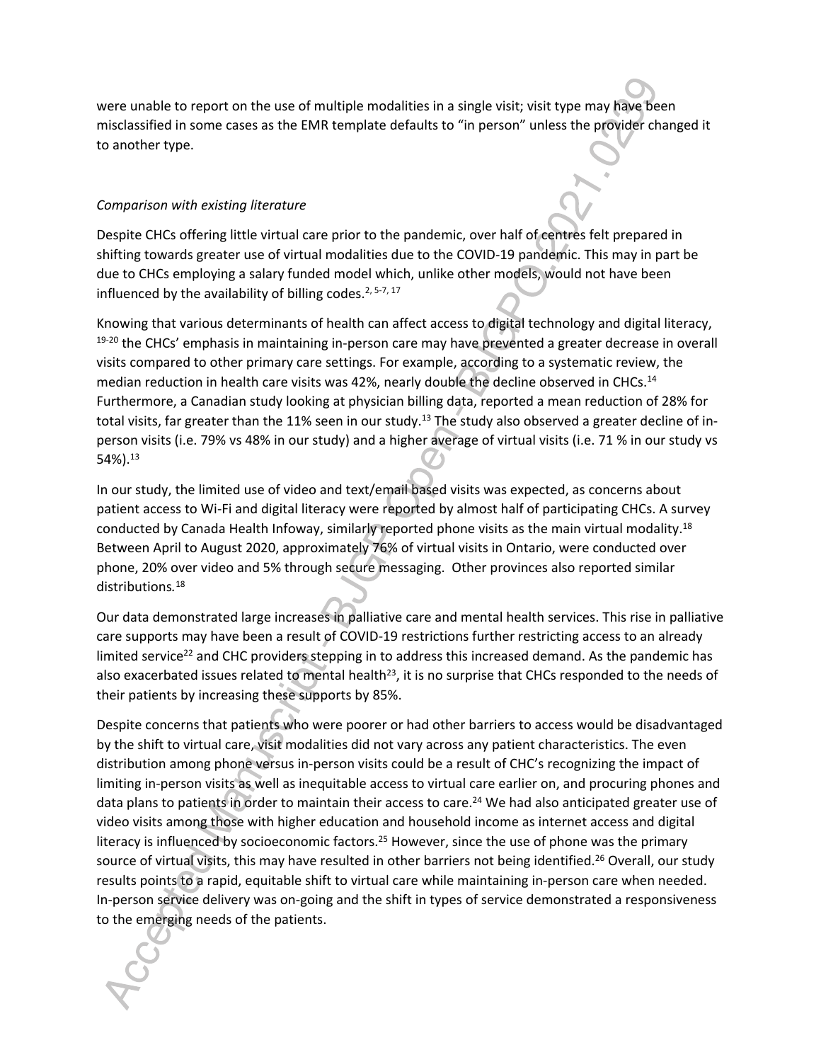were unable to report on the use of multiple modalities in a single visit; visit type may have been misclassified in some cases as the EMR template defaults to "in person" unless the provider changed it to another type.

*Comparison with existing literature*

Despite CHCs offering little virtual care prior to the pandemic, over half of centres felt prepared in shifting towards greater use of virtual modalities due to the COVID-19 pandemic. This may in part be due to CHCs employing a salary funded model which, unlike other models, would not have been influenced by the availability of billing codes.[2, 5-7, 17]

Knowing that various determinants of health can affect access to digital technology and digital literacy, [19-20] the CHCs' emphasis in maintaining in-person care may have prevented a greater decrease in overall visits compared to other primary care settings. For example, according to a systematic review, the median reduction in health care visits was 42%, nearly double the decline observed in CHCs.[14] Furthermore, a Canadian study looking at physician billing data, reported a mean reduction of 28% for total visits, far greater than the 11% seen in our study.[13] The study also observed a greater decline of in-person visits (i.e. 79% vs 48% in our study) and a higher average of virtual visits (i.e. 71 % in our study vs 54%).[13]

In our study, the limited use of video and text/email based visits was expected, as concerns about patient access to Wi-Fi and digital literacy were reported by almost half of participating CHCs. A survey conducted by Canada Health Infoway, similarly reported phone visits as the main virtual modality.[18] Between April to August 2020, approximately 76% of virtual visits in Ontario, were conducted over phone, 20% over video and 5% through secure messaging. Other provinces also reported similar distributions.[18]

Our data demonstrated large increases in palliative care and mental health services. This rise in palliative care supports may have been a result of COVID-19 restrictions further restricting access to an already limited service[22] and CHC providers stepping in to address this increased demand. As the pandemic has also exacerbated issues related to mental health[23], it is no surprise that CHCs responded to the needs of their patients by increasing these supports by 85%.

Despite concerns that patients who were poorer or had other barriers to access would be disadvantaged by the shift to virtual care, visit modalities did not vary across any patient characteristics. The even distribution among phone versus in-person visits could be a result of CHC's recognizing the impact of limiting in-person visits as well as inequitable access to virtual care earlier on, and procuring phones and data plans to patients in order to maintain their access to care.[24] We had also anticipated greater use of video visits among those with higher education and household income as internet access and digital literacy is influenced by socioeconomic factors.[25] However, since the use of phone was the primary source of virtual visits, this may have resulted in other barriers not being identified.[26] Overall, our study results points to a rapid, equitable shift to virtual care while maintaining in-person care when needed. In-person service delivery was on-going and the shift in types of service demonstrated a responsiveness to the emerging needs of the patients.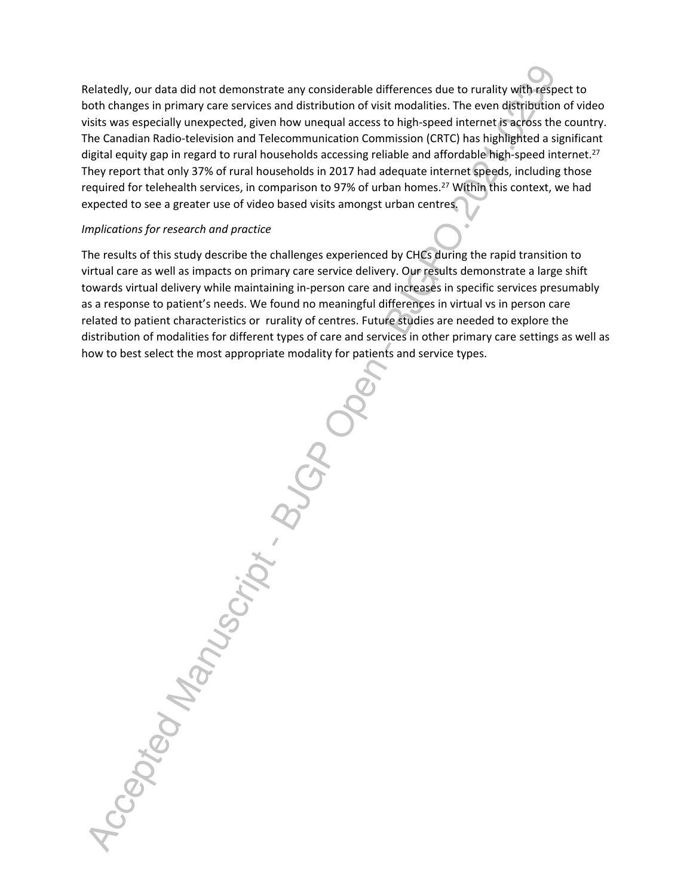Relatedly, our data did not demonstrate any considerable differences due to rurality with respect to both changes in primary care services and distribution of visit modalities. The even distribution of video visits was especially unexpected, given how unequal access to high-speed internet is across the country. The Canadian Radio-television and Telecommunication Commission (CRTC) has highlighted a significant digital equity gap in regard to rural households accessing reliable and affordable high-speed internet.[27] They report that only 37% of rural households in 2017 had adequate internet speeds, including those required for telehealth services, in comparison to 97% of urban homes.[27] Within this context, we had expected to see a greater use of video based visits amongst urban centres.

*Implications for research and practice*

The results of this study describe the challenges experienced by CHCs during the rapid transition to virtual care as well as impacts on primary care service delivery. Our results demonstrate a large shift towards virtual delivery while maintaining in-person care and increases in specific services presumably as a response to patient's needs. We found no meaningful differences in virtual vs in person care related to patient characteristics or rurality of centres. Future studies are needed to explore the distribution of modalities for different types of care and services in other primary care settings as well as how to best select the most appropriate modality for patients and service types.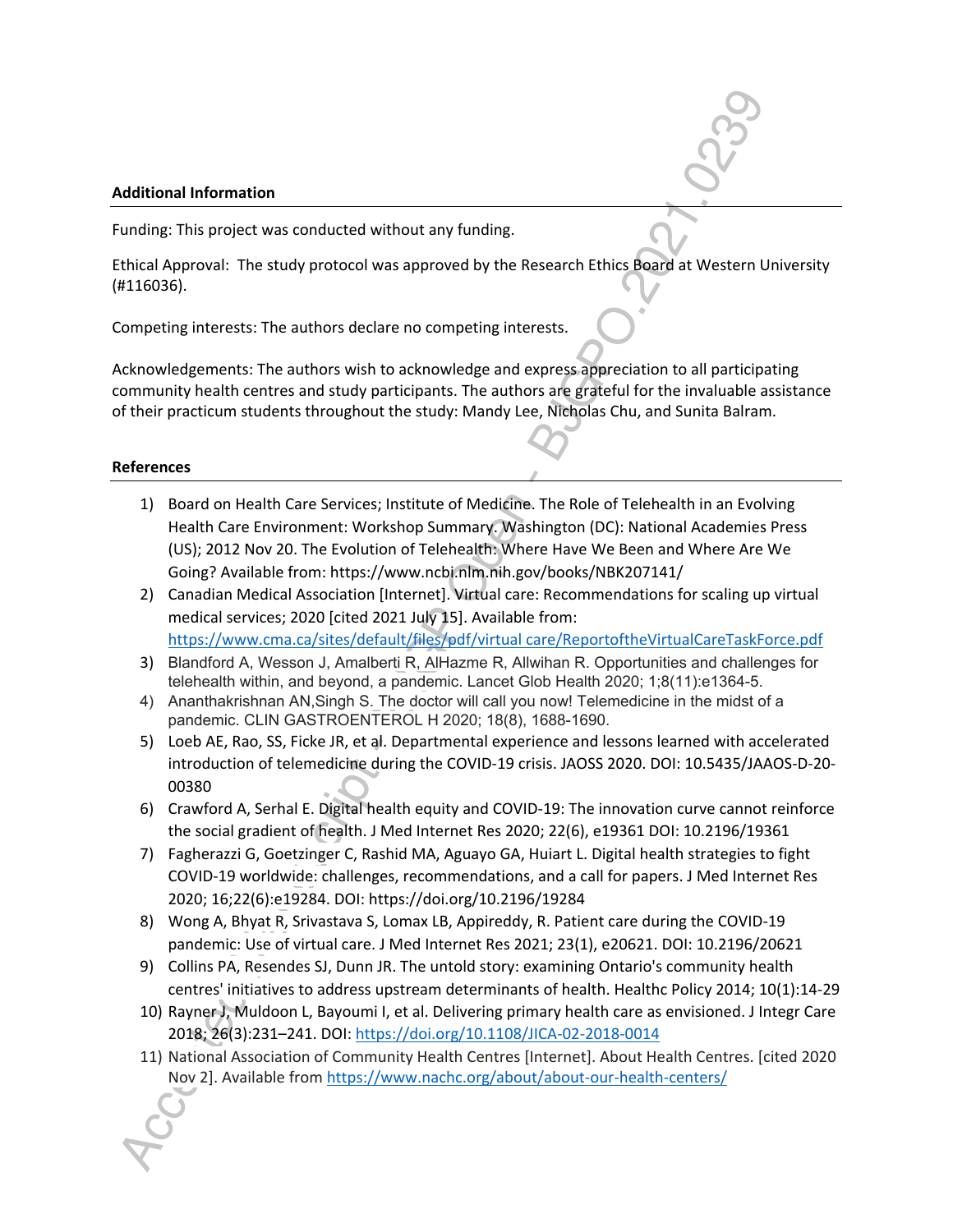**Additional Information**

Funding: This project was conducted without any funding.

Ethical Approval: The study protocol was approved by the Research Ethics Board at Western University (#116036).

Competing interests: The authors declare no competing interests.

Acknowledgements: The authors wish to acknowledge and express appreciation to all participating community health centres and study participants. The authors are grateful for the invaluable assistance of their practicum students throughout the study: Mandy Lee, Nicholas Chu, and Sunita Balram.

**References**

1) Board on Health Care Services; Institute of Medicine. The Role of Telehealth in an Evolving Health Care Environment: Workshop Summary. Washington (DC): National Academies Press (US); 2012 Nov 20. The Evolution of Telehealth: Where Have We Been and Where Are We Going? Available from: https://www.ncbi.nlm.nih.gov/books/NBK207141/
2) Canadian Medical Association [Internet]. Virtual care: Recommendations for scaling up virtual medical services; 2020 [cited 2021 July 15]. Available from: https://www.cma.ca/sites/default/files/pdf/virtual care/ReportoftheVirtualCareTaskForce.pdf
3) Blandford A, Wesson J, Amalberti R, AlHazme R, Allwihan R. Opportunities and challenges for telehealth within, and beyond, a pandemic. Lancet Glob Health 2020; 1;8(11):e1364-5.
4) Ananthakrishnan AN,Singh S. The doctor will call you now! Telemedicine in the midst of a pandemic. CLIN GASTROENTEROL H 2020; 18(8), 1688-1690.
5) Loeb AE, Rao, SS, Ficke JR, et al. Departmental experience and lessons learned with accelerated introduction of telemedicine during the COVID-19 crisis. JAOSS 2020. DOI: 10.5435/JAAOS-D-20-00380
6) Crawford A, Serhal E. Digital health equity and COVID-19: The innovation curve cannot reinforce the social gradient of health. J Med Internet Res 2020; 22(6), e19361 DOI: 10.2196/19361
7) Fagherazzi G, Goetzinger C, Rashid MA, Aguayo GA, Huiart L. Digital health strategies to fight COVID-19 worldwide: challenges, recommendations, and a call for papers. J Med Internet Res 2020; 16;22(6):e19284. DOI: https://doi.org/10.2196/19284
8) Wong A, Bhyat R, Srivastava S, Lomax LB, Appireddy, R. Patient care during the COVID-19 pandemic: Use of virtual care. J Med Internet Res 2021; 23(1), e20621. DOI: 10.2196/20621
9) Collins PA, Resendes SJ, Dunn JR. The untold story: examining Ontario's community health centres' initiatives to address upstream determinants of health. Healthc Policy 2014; 10(1):14-29
10) Rayner J, Muldoon L, Bayoumi I, et al. Delivering primary health care as envisioned. J Integr Care 2018; 26(3):231–241. DOI: https://doi.org/10.1108/JICA-02-2018-0014
11) National Association of Community Health Centres [Internet]. About Health Centres. [cited 2020 Nov 2]. Available from https://www.nachc.org/about/about-our-health-centers/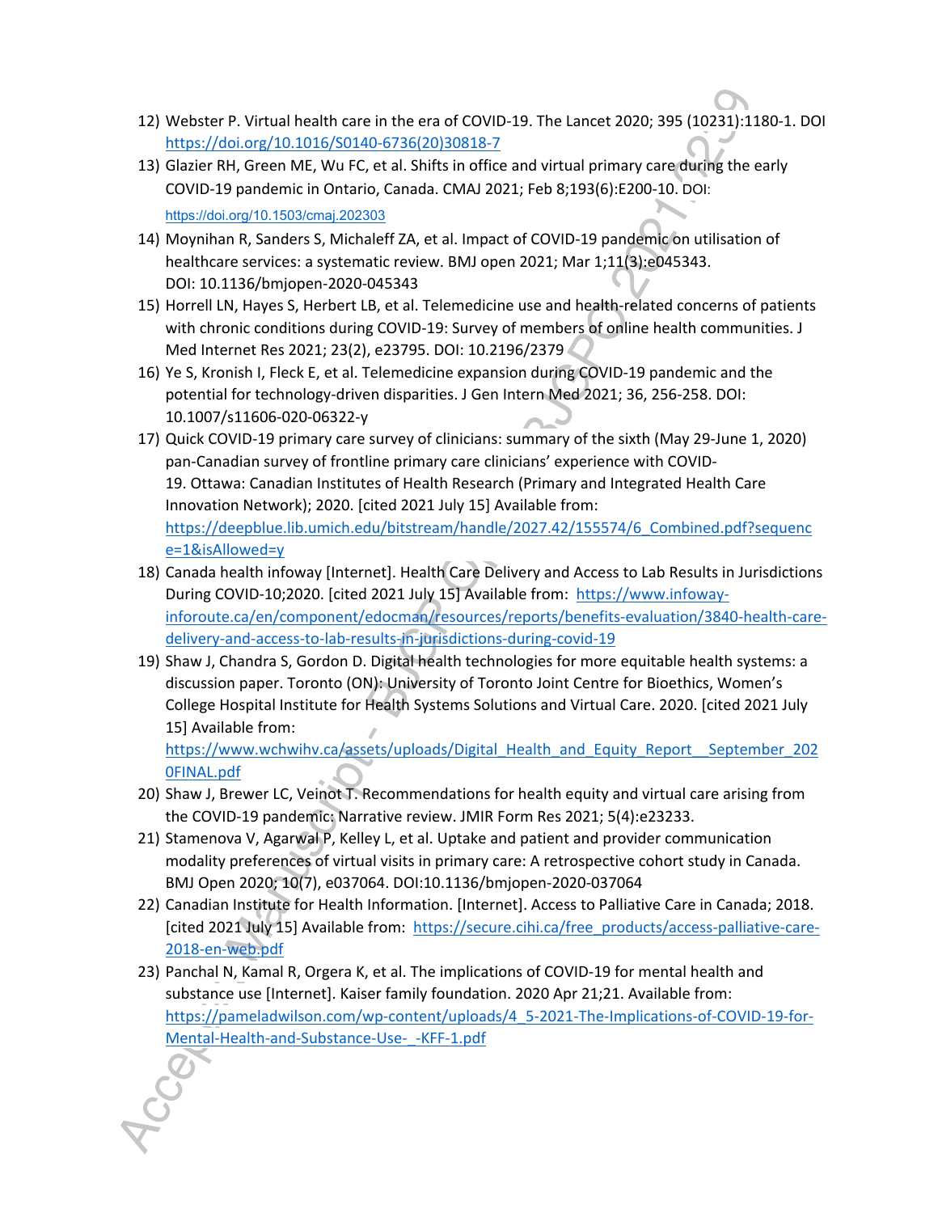12) Webster P. Virtual health care in the era of COVID-19. The Lancet 2020; 395 (10231):1180-1. DOI https://doi.org/10.1016/S0140-6736(20)30818-7
13) Glazier RH, Green ME, Wu FC, et al. Shifts in office and virtual primary care during the early COVID-19 pandemic in Ontario, Canada. CMAJ 2021; Feb 8;193(6):E200-10. DOI: https://doi.org/10.1503/cmaj.202303
14) Moynihan R, Sanders S, Michaleff ZA, et al. Impact of COVID-19 pandemic on utilisation of healthcare services: a systematic review. BMJ open 2021; Mar 1;11(3):e045343. DOI: 10.1136/bmjopen-2020-045343
15) Horrell LN, Hayes S, Herbert LB, et al. Telemedicine use and health-related concerns of patients with chronic conditions during COVID-19: Survey of members of online health communities. J Med Internet Res 2021; 23(2), e23795. DOI: 10.2196/2379
16) Ye S, Kronish I, Fleck E, et al. Telemedicine expansion during COVID-19 pandemic and the potential for technology-driven disparities. J Gen Intern Med 2021; 36, 256-258. DOI: 10.1007/s11606-020-06322-y
17) Quick COVID-19 primary care survey of clinicians: summary of the sixth (May 29-June 1, 2020) pan-Canadian survey of frontline primary care clinicians' experience with COVID-19. Ottawa: Canadian Institutes of Health Research (Primary and Integrated Health Care Innovation Network); 2020. [cited 2021 July 15] Available from: https://deepblue.lib.umich.edu/bitstream/handle/2027.42/155574/6_Combined.pdf?sequence=1&isAllowed=y
18) Canada health infoway [Internet]. Health Care Delivery and Access to Lab Results in Jurisdictions During COVID-10;2020. [cited 2021 July 15] Available from: https://www.infoway-inforoute.ca/en/component/edocman/resources/reports/benefits-evaluation/3840-health-care-delivery-and-access-to-lab-results-in-jurisdictions-during-covid-19
19) Shaw J, Chandra S, Gordon D. Digital health technologies for more equitable health systems: a discussion paper. Toronto (ON): University of Toronto Joint Centre for Bioethics, Women's College Hospital Institute for Health Systems Solutions and Virtual Care. 2020. [cited 2021 July 15] Available from: https://www.wchwihv.ca/assets/uploads/Digital_Health_and_Equity_Report__September_2020FINAL.pdf
20) Shaw J, Brewer LC, Veinot T. Recommendations for health equity and virtual care arising from the COVID-19 pandemic: Narrative review. JMIR Form Res 2021; 5(4):e23233.
21) Stamenova V, Agarwal P, Kelley L, et al. Uptake and patient and provider communication modality preferences of virtual visits in primary care: A retrospective cohort study in Canada. BMJ Open 2020; 10(7), e037064. DOI:10.1136/bmjopen-2020-037064
22) Canadian Institute for Health Information. [Internet]. Access to Palliative Care in Canada; 2018. [cited 2021 July 15] Available from: https://secure.cihi.ca/free_products/access-palliative-care-2018-en-web.pdf
23) Panchal N, Kamal R, Orgera K, et al. The implications of COVID-19 for mental health and substance use [Internet]. Kaiser family foundation. 2020 Apr 21;21. Available from: https://pameladwilson.com/wp-content/uploads/4_5-2021-The-Implications-of-COVID-19-for-Mental-Health-and-Substance-Use-_-KFF-1.pdf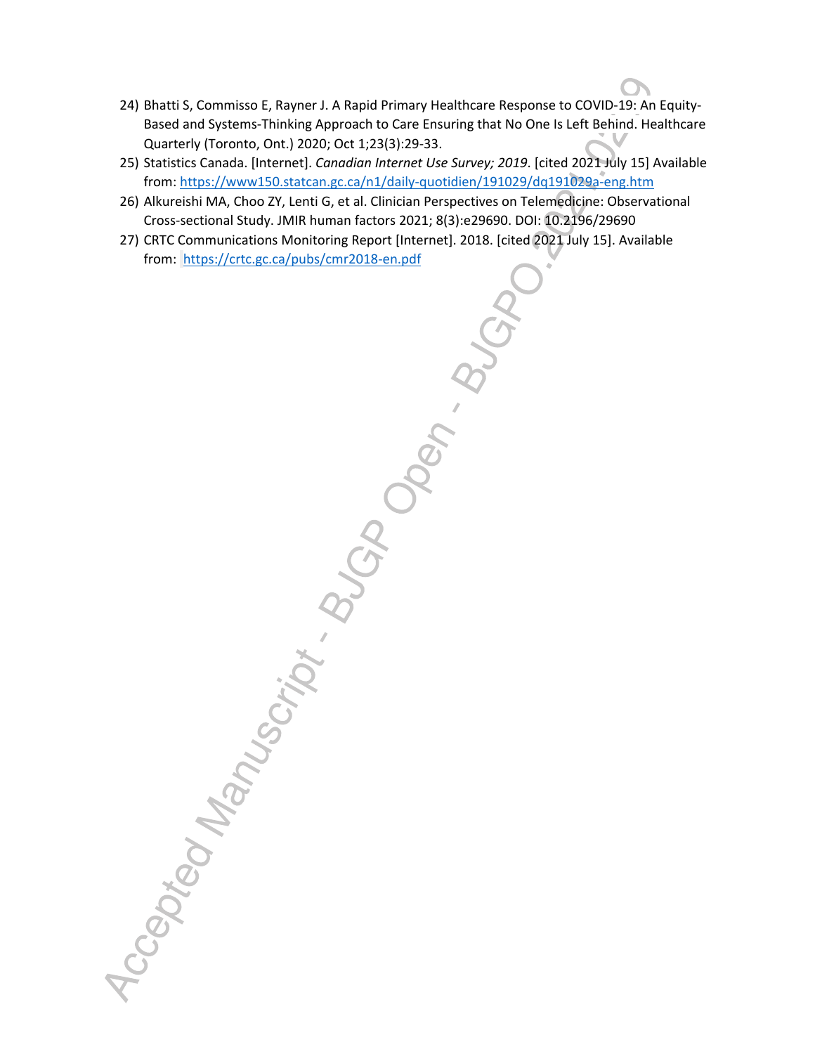24) Bhatti S, Commisso E, Rayner J. A Rapid Primary Healthcare Response to COVID-19: An Equity-Based and Systems-Thinking Approach to Care Ensuring that No One Is Left Behind. Healthcare Quarterly (Toronto, Ont.) 2020; Oct 1;23(3):29-33.
25) Statistics Canada. [Internet]. *Canadian Internet Use Survey; 2019*. [cited 2021 July 15] Available from: https://www150.statcan.gc.ca/n1/daily-quotidien/191029/dq191029a-eng.htm
26) Alkureishi MA, Choo ZY, Lenti G, et al. Clinician Perspectives on Telemedicine: Observational Cross-sectional Study. JMIR human factors 2021; 8(3):e29690. DOI: 10.2196/29690
27) CRTC Communications Monitoring Report [Internet]. 2018. [cited 2021 July 15]. Available from: https://crtc.gc.ca/pubs/cmr2018-en.pdf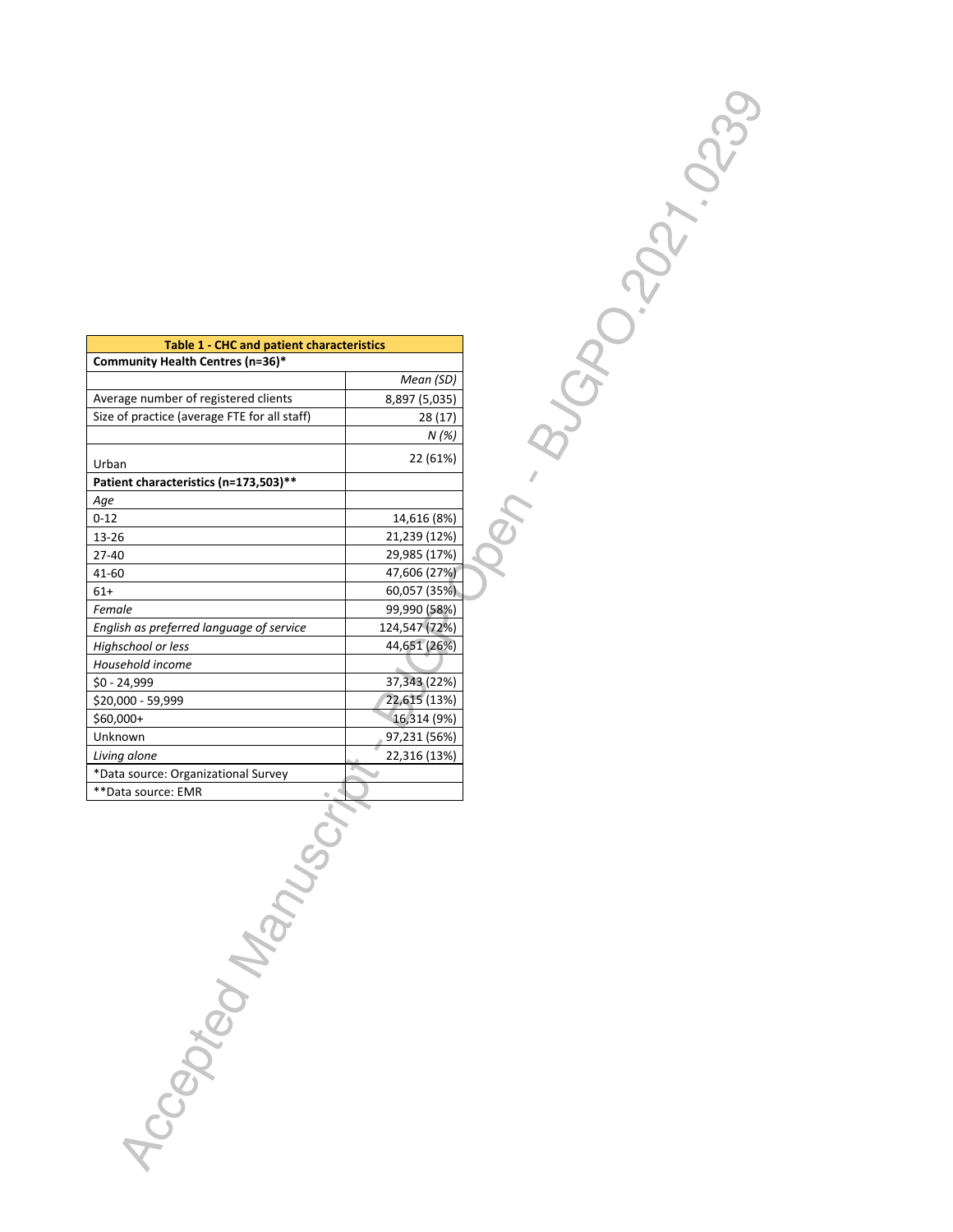| Table 1 - CHC and patient characteristics | |
|---|---|
| **Community Health Centres (n=36)*** | |
| | *Mean (SD)* |
| Average number of registered clients | 8,897 (5,035) |
| Size of practice (average FTE for all staff) | 28 (17) |
| | *N (%)* |
| Urban | 22 (61%) |
| **Patient characteristics (n=173,503)**** | |
| *Age* | |
| 0-12 | 14,616 (8%) |
| 13-26 | 21,239 (12%) |
| 27-40 | 29,985 (17%) |
| 41-60 | 47,606 (27%) |
| 61+ | 60,057 (35%) |
| *Female* | 99,990 (58%) |
| *English as preferred language of service* | 124,547 (72%) |
| *Highschool or less* | 44,651 (26%) |
| *Household income* | |
| $0 - 24,999 | 37,343 (22%) |
| $20,000 - 59,999 | 22,615 (13%) |
| $60,000+ | 16,314 (9%) |
| Unknown | 97,231 (56%) |
| *Living alone* | 22,316 (13%) |
| *Data source: Organizational Survey | |
| **Data source: EMR | |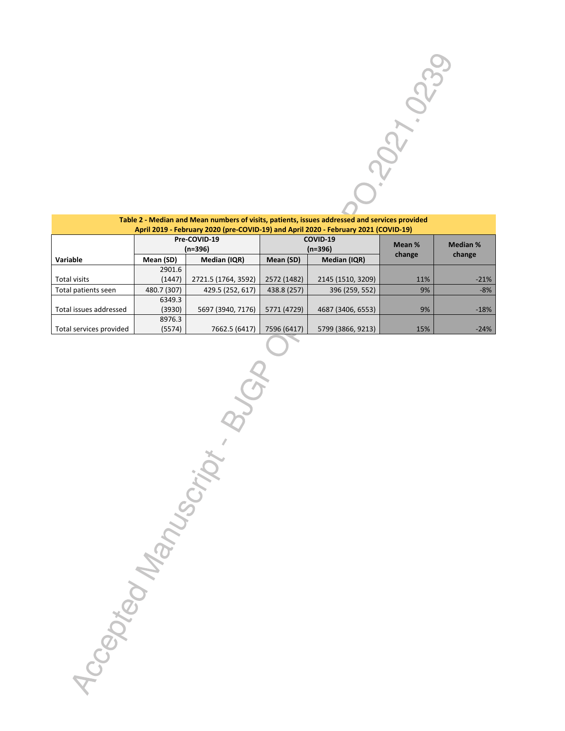**Table 2 - Median and Mean numbers of visits, patients, issues addressed and services provided April 2019 - February 2020 (pre-COVID-19) and April 2020 - February 2021 (COVID-19)**

| | Pre-COVID-19 (n=396) | | COVID-19 (n=396) | | Mean % change | Median % change |
|---|---|---|---|---|---|---|
| Variable | Mean (SD) | Median (IQR) | Mean (SD) | Median (IQR) | | |
| Total visits | 2901.6 (1447) | 2721.5 (1764, 3592) | 2572 (1482) | 2145 (1510, 3209) | 11% | -21% |
| Total patients seen | 480.7 (307) | 429.5 (252, 617) | 438.8 (257) | 396 (259, 552) | 9% | -8% |
| Total issues addressed | 6349.3 (3930) | 5697 (3940, 7176) | 5771 (4729) | 4687 (3406, 6553) | 9% | -18% |
| Total services provided | 8976.3 (5574) | 7662.5 (6417) | 7596 (6417) | 5799 (3866, 9213) | 15% | -24% |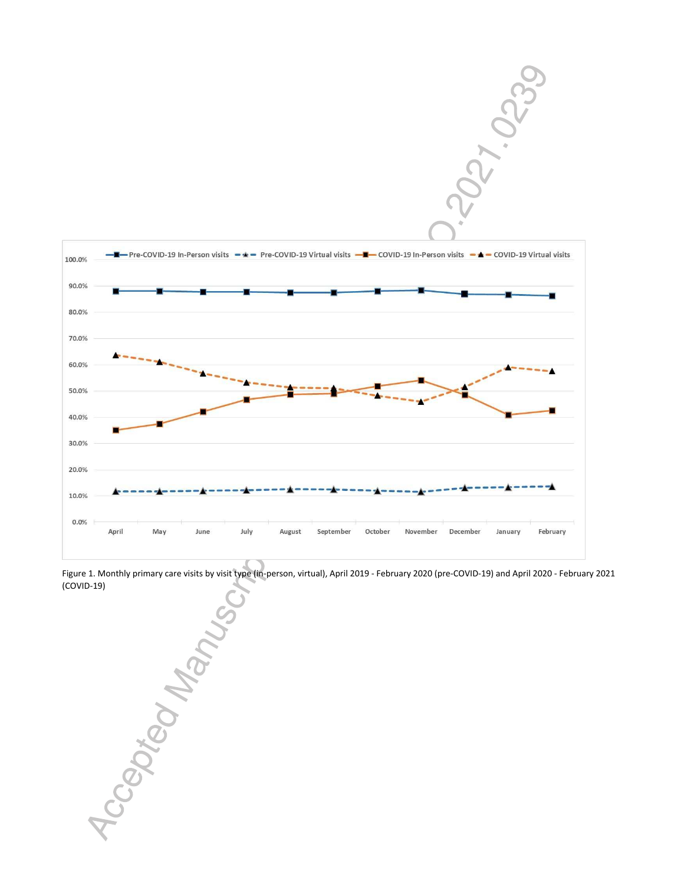Figure 1. Monthly primary care visits by visit type (in-person, virtual), April 2019 - February 2020 (pre-COVID-19) and April 2020 - February 2021 (COVID-19)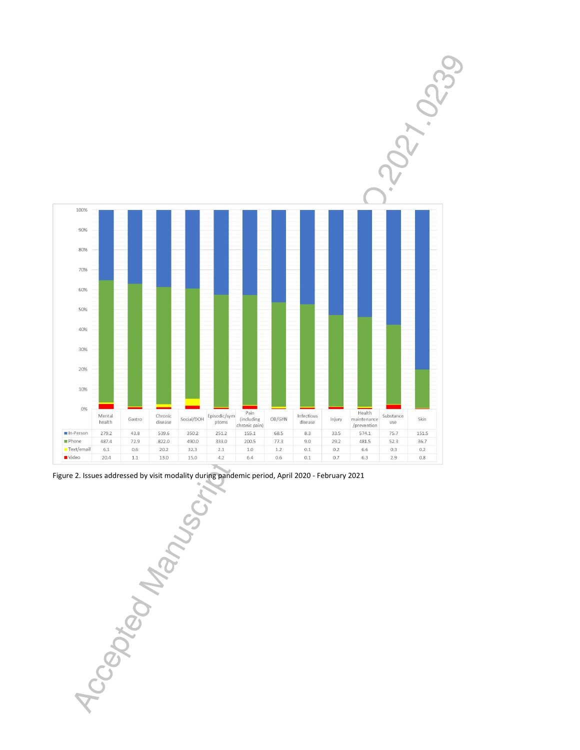| | Mental health | Gastro | Chronic disease | Social/DOH | Episodic/symptoms | Pain (including chronic pain) | OB/GYN | Infectious disease | Injury | Health maintenance /prevention | Substance use | Skin |
|---|---|---|---|---|---|---|---|---|---|---|---|---|
| In-Person | 279.2 | 43.8 | 539.6 | 350.2 | 251.2 | 155.1 | 68.5 | 8.3 | 33.5 | 574.1 | 75.7 | 151.5 |
| Phone | 487.4 | 72.9 | 822.0 | 490.0 | 333.0 | 200.5 | 77.3 | 9.0 | 29.2 | 481.5 | 52.3 | 36.7 |
| Text/email | 6.1 | 0.6 | 20.2 | 32.3 | 2.1 | 1.0 | 1.2 | 0.1 | 0.2 | 6.6 | 0.3 | 0.2 |
| Video | 20.4 | 1.1 | 13.0 | 15.0 | 4.2 | 6.4 | 0.6 | 0.1 | 0.7 | 6.3 | 2.9 | 0.8 |

Figure 2. Issues addressed by visit modality during pandemic period, April 2020 - February 2021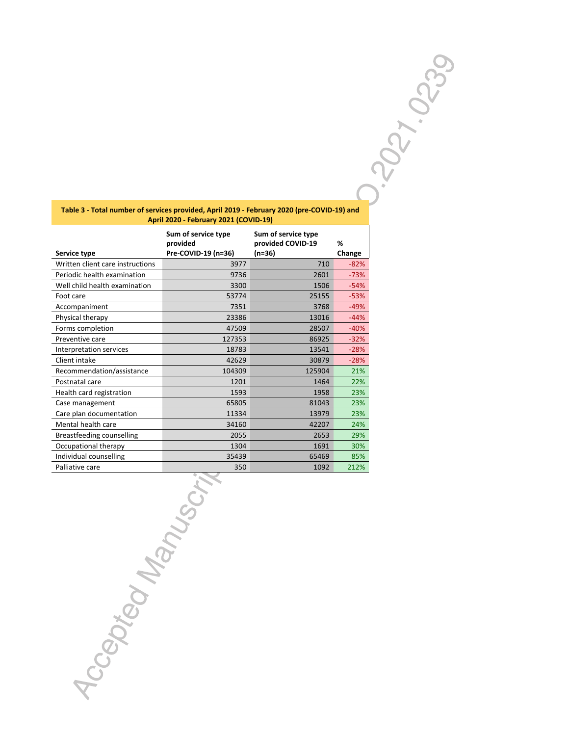**Table 3 - Total number of services provided, April 2019 - February 2020 (pre-COVID-19) and April 2020 - February 2021 (COVID-19)**

| Service type | Sum of service type provided Pre-COVID-19 (n=36) | Sum of service type provided COVID-19 (n=36) | % Change |
|---|---|---|---|
| Written client care instructions | 3977 | 710 | -82% |
| Periodic health examination | 9736 | 2601 | -73% |
| Well child health examination | 3300 | 1506 | -54% |
| Foot care | 53774 | 25155 | -53% |
| Accompaniment | 7351 | 3768 | -49% |
| Physical therapy | 23386 | 13016 | -44% |
| Forms completion | 47509 | 28507 | -40% |
| Preventive care | 127353 | 86925 | -32% |
| Interpretation services | 18783 | 13541 | -28% |
| Client intake | 42629 | 30879 | -28% |
| Recommendation/assistance | 104309 | 125904 | 21% |
| Postnatal care | 1201 | 1464 | 22% |
| Health card registration | 1593 | 1958 | 23% |
| Case management | 65805 | 81043 | 23% |
| Care plan documentation | 11334 | 13979 | 23% |
| Mental health care | 34160 | 42207 | 24% |
| Breastfeeding counselling | 2055 | 2653 | 29% |
| Occupational therapy | 1304 | 1691 | 30% |
| Individual counselling | 35439 | 65469 | 85% |
| Palliative care | 350 | 1092 | 212% |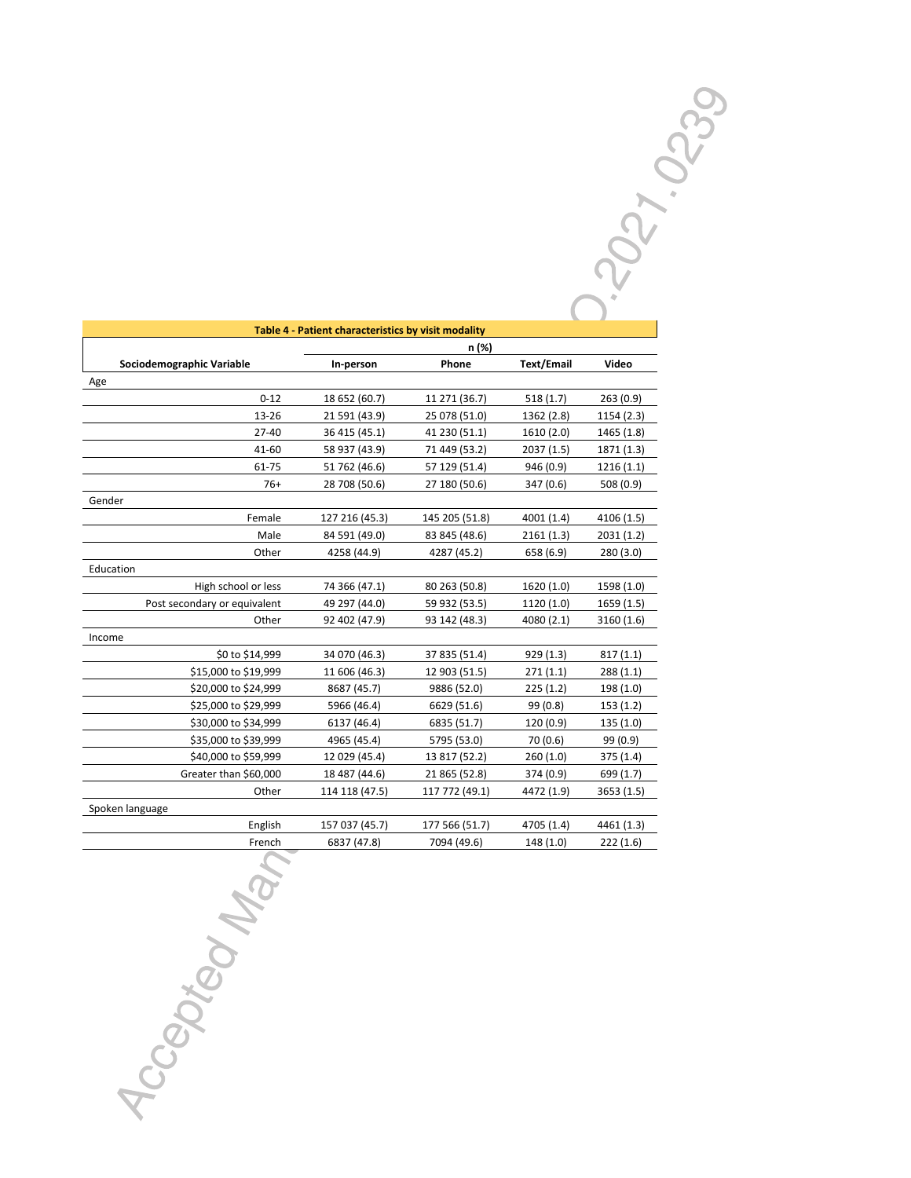**Table 4 - Patient characteristics by visit modality**

| Sociodemographic Variable | In-person | Phone | Text/Email | Video |
|---|---|---|---|---|
| | n (%) | | | |
| **Age** | | | | |
| 0-12 | 18 652 (60.7) | 11 271 (36.7) | 518 (1.7) | 263 (0.9) |
| 13-26 | 21 591 (43.9) | 25 078 (51.0) | 1362 (2.8) | 1154 (2.3) |
| 27-40 | 36 415 (45.1) | 41 230 (51.1) | 1610 (2.0) | 1465 (1.8) |
| 41-60 | 58 937 (43.9) | 71 449 (53.2) | 2037 (1.5) | 1871 (1.3) |
| 61-75 | 51 762 (46.6) | 57 129 (51.4) | 946 (0.9) | 1216 (1.1) |
| 76+ | 28 708 (50.6) | 27 180 (50.6) | 347 (0.6) | 508 (0.9) |
| **Gender** | | | | |
| Female | 127 216 (45.3) | 145 205 (51.8) | 4001 (1.4) | 4106 (1.5) |
| Male | 84 591 (49.0) | 83 845 (48.6) | 2161 (1.3) | 2031 (1.2) |
| Other | 4258 (44.9) | 4287 (45.2) | 658 (6.9) | 280 (3.0) |
| **Education** | | | | |
| High school or less | 74 366 (47.1) | 80 263 (50.8) | 1620 (1.0) | 1598 (1.0) |
| Post secondary or equivalent | 49 297 (44.0) | 59 932 (53.5) | 1120 (1.0) | 1659 (1.5) |
| Other | 92 402 (47.9) | 93 142 (48.3) | 4080 (2.1) | 3160 (1.6) |
| **Income** | | | | |
| $0 to $14,999 | 34 070 (46.3) | 37 835 (51.4) | 929 (1.3) | 817 (1.1) |
| $15,000 to $19,999 | 11 606 (46.3) | 12 903 (51.5) | 271 (1.1) | 288 (1.1) |
| $20,000 to $24,999 | 8687 (45.7) | 9886 (52.0) | 225 (1.2) | 198 (1.0) |
| $25,000 to $29,999 | 5966 (46.4) | 6629 (51.6) | 99 (0.8) | 153 (1.2) |
| $30,000 to $34,999 | 6137 (46.4) | 6835 (51.7) | 120 (0.9) | 135 (1.0) |
| $35,000 to $39,999 | 4965 (45.4) | 5795 (53.0) | 70 (0.6) | 99 (0.9) |
| $40,000 to $59,999 | 12 029 (45.4) | 13 817 (52.2) | 260 (1.0) | 375 (1.4) |
| Greater than $60,000 | 18 487 (44.6) | 21 865 (52.8) | 374 (0.9) | 699 (1.7) |
| Other | 114 118 (47.5) | 117 772 (49.1) | 4472 (1.9) | 3653 (1.5) |
| **Spoken language** | | | | |
| English | 157 037 (45.7) | 177 566 (51.7) | 4705 (1.4) | 4461 (1.3) |
| French | 6837 (47.8) | 7094 (49.6) | 148 (1.0) | 222 (1.6) |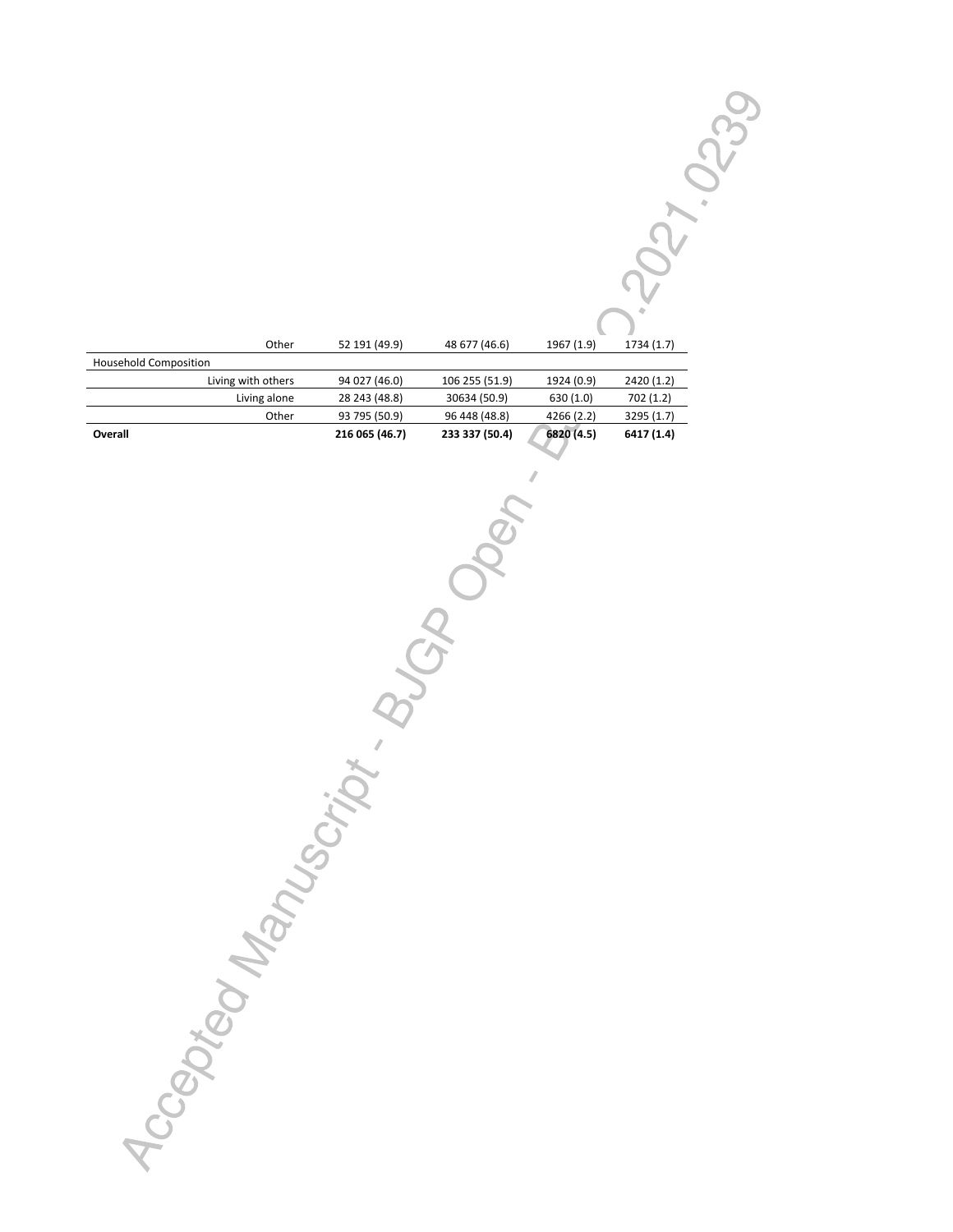| | | | | |
|---|---|---|---|---|
| Other | 52 191 (49.9) | 48 677 (46.6) | 1967 (1.9) | 1734 (1.7) |
| Household Composition | | | | |
| Living with others | 94 027 (46.0) | 106 255 (51.9) | 1924 (0.9) | 2420 (1.2) |
| Living alone | 28 243 (48.8) | 30634 (50.9) | 630 (1.0) | 702 (1.2) |
| Other | 93 795 (50.9) | 96 448 (48.8) | 4266 (2.2) | 3295 (1.7) |
| **Overall** | **216 065 (46.7)** | **233 337 (50.4)** | **6820 (4.5)** | **6417 (1.4)** |